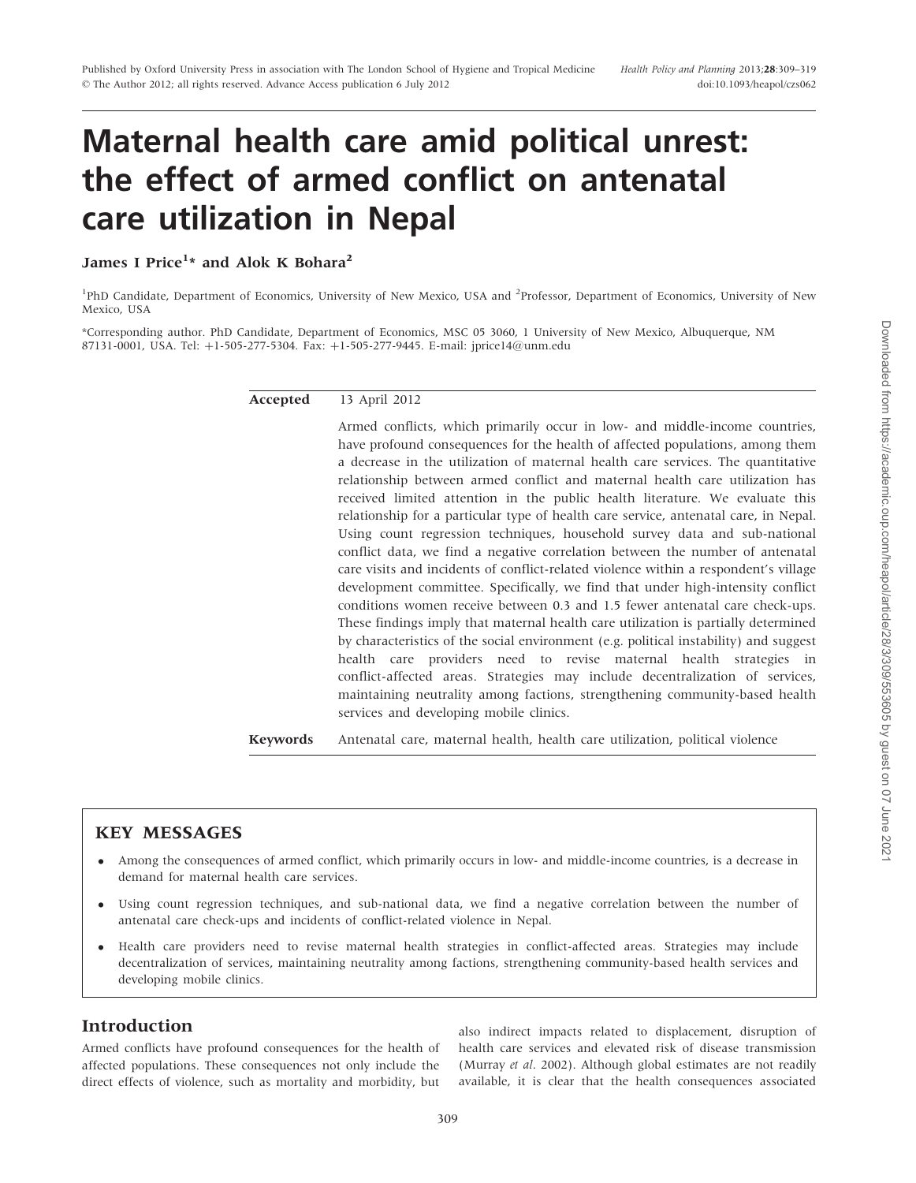# Maternal health care amid political unrest: the effect of armed conflict on antenatal care utilization in Nepal

**James I Price[1]* and Alok K Bohara[2]**

[1]PhD Candidate, Department of Economics, University of New Mexico, USA and [2]Professor, Department of Economics, University of New Mexico, USA

*Corresponding author. PhD Candidate, Department of Economics, MSC 05 3060, 1 University of New Mexico, Albuquerque, NM 87131-0001, USA. Tel: +1-505-277-5304. Fax: +1-505-277-9445. E-mail: jprice14@unm.edu

**Accepted** 13 April 2012

Armed conflicts, which primarily occur in low- and middle-income countries, have profound consequences for the health of affected populations, among them a decrease in the utilization of maternal health care services. The quantitative relationship between armed conflict and maternal health care utilization has received limited attention in the public health literature. We evaluate this relationship for a particular type of health care service, antenatal care, in Nepal. Using count regression techniques, household survey data and sub-national conflict data, we find a negative correlation between the number of antenatal care visits and incidents of conflict-related violence within a respondent's village development committee. Specifically, we find that under high-intensity conflict conditions women receive between 0.3 and 1.5 fewer antenatal care check-ups. These findings imply that maternal health care utilization is partially determined by characteristics of the social environment (e.g. political instability) and suggest health care providers need to revise maternal health strategies in conflict-affected areas. Strategies may include decentralization of services, maintaining neutrality among factions, strengthening community-based health services and developing mobile clinics.

**Keywords** Antenatal care, maternal health, health care utilization, political violence

## KEY MESSAGES

- Among the consequences of armed conflict, which primarily occurs in low- and middle-income countries, is a decrease in demand for maternal health care services.
- Using count regression techniques, and sub-national data, we find a negative correlation between the number of antenatal care check-ups and incidents of conflict-related violence in Nepal.
- Health care providers need to revise maternal health strategies in conflict-affected areas. Strategies may include decentralization of services, maintaining neutrality among factions, strengthening community-based health services and developing mobile clinics.

## Introduction

Armed conflicts have profound consequences for the health of affected populations. These consequences not only include the direct effects of violence, such as mortality and morbidity, but also indirect impacts related to displacement, disruption of health care services and elevated risk of disease transmission (Murray *et al.* 2002). Although global estimates are not readily available, it is clear that the health consequences associated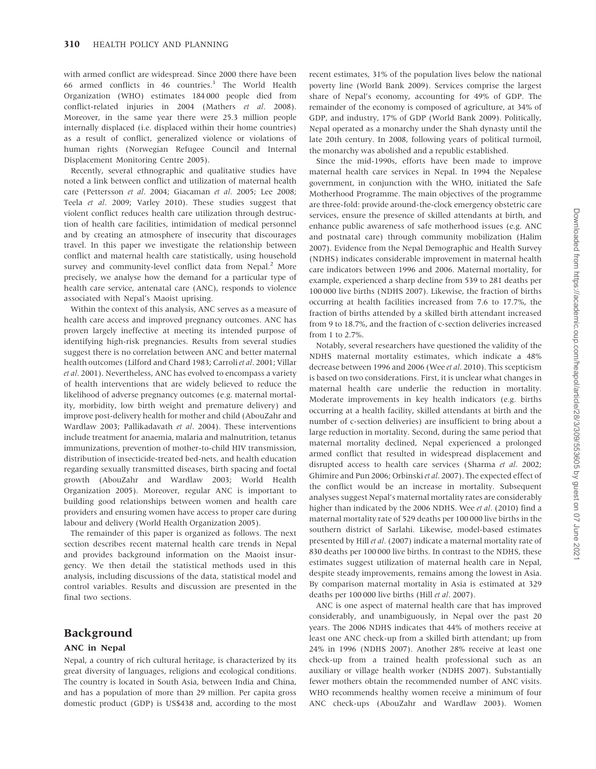with armed conflict are widespread. Since 2000 there have been 66 armed conflicts in 46 countries.[1] The World Health Organization (WHO) estimates 184 000 people died from conflict-related injuries in 2004 (Mathers *et al*. 2008). Moreover, in the same year there were 25.3 million people internally displaced (i.e. displaced within their home countries) as a result of conflict, generalized violence or violations of human rights (Norwegian Refugee Council and Internal Displacement Monitoring Centre 2005).

Recently, several ethnographic and qualitative studies have noted a link between conflict and utilization of maternal health care (Pettersson *et al*. 2004; Giacaman *et al*. 2005; Lee 2008; Teela *et al*. 2009; Varley 2010). These studies suggest that violent conflict reduces health care utilization through destruction of health care facilities, intimidation of medical personnel and by creating an atmosphere of insecurity that discourages travel. In this paper we investigate the relationship between conflict and maternal health care statistically, using household survey and community-level conflict data from Nepal.[2] More precisely, we analyse how the demand for a particular type of health care service, antenatal care (ANC), responds to violence associated with Nepal's Maoist uprising.

Within the context of this analysis, ANC serves as a measure of health care access and improved pregnancy outcomes. ANC has proven largely ineffective at meeting its intended purpose of identifying high-risk pregnancies. Results from several studies suggest there is no correlation between ANC and better maternal health outcomes (Lilford and Chard 1983; Carroli *et al*. 2001; Villar *et al*. 2001). Nevertheless, ANC has evolved to encompass a variety of health interventions that are widely believed to reduce the likelihood of adverse pregnancy outcomes (e.g. maternal mortality, morbidity, low birth weight and premature delivery) and improve post-delivery health for mother and child (AbouZahr and Wardlaw 2003; Pallikadavath *et al*. 2004). These interventions include treatment for anaemia, malaria and malnutrition, tetanus immunizations, prevention of mother-to-child HIV transmission, distribution of insecticide-treated bed-nets, and health education regarding sexually transmitted diseases, birth spacing and foetal growth (AbouZahr and Wardlaw 2003; World Health Organization 2005). Moreover, regular ANC is important to building good relationships between women and health care providers and ensuring women have access to proper care during labour and delivery (World Health Organization 2005).

The remainder of this paper is organized as follows. The next section describes recent maternal health care trends in Nepal and provides background information on the Maoist insurgency. We then detail the statistical methods used in this analysis, including discussions of the data, statistical model and control variables. Results and discussion are presented in the final two sections.

## Background

### ANC in Nepal

Nepal, a country of rich cultural heritage, is characterized by its great diversity of languages, religions and ecological conditions. The country is located in South Asia, between India and China, and has a population of more than 29 million. Per capita gross domestic product (GDP) is US$438 and, according to the most recent estimates, 31% of the population lives below the national poverty line (World Bank 2009). Services comprise the largest share of Nepal's economy, accounting for 49% of GDP. The remainder of the economy is composed of agriculture, at 34% of GDP, and industry, 17% of GDP (World Bank 2009). Politically, Nepal operated as a monarchy under the Shah dynasty until the late 20th century. In 2008, following years of political turmoil, the monarchy was abolished and a republic established.

Since the mid-1990s, efforts have been made to improve maternal health care services in Nepal. In 1994 the Nepalese government, in conjunction with the WHO, initiated the Safe Motherhood Programme. The main objectives of the programme are three-fold: provide around-the-clock emergency obstetric care services, ensure the presence of skilled attendants at birth, and enhance public awareness of safe motherhood issues (e.g. ANC and postnatal care) through community mobilization (Halim 2007). Evidence from the Nepal Demographic and Health Survey (NDHS) indicates considerable improvement in maternal health care indicators between 1996 and 2006. Maternal mortality, for example, experienced a sharp decline from 539 to 281 deaths per 100 000 live births (NDHS 2007). Likewise, the fraction of births occurring at health facilities increased from 7.6 to 17.7%, the fraction of births attended by a skilled birth attendant increased from 9 to 18.7%, and the fraction of c-section deliveries increased from 1 to 2.7%.

Notably, several researchers have questioned the validity of the NDHS maternal mortality estimates, which indicate a 48% decrease between 1996 and 2006 (Wee *et al*. 2010). This scepticism is based on two considerations. First, it is unclear what changes in maternal health care underlie the reduction in mortality. Moderate improvements in key health indicators (e.g. births occurring at a health facility, skilled attendants at birth and the number of c-section deliveries) are insufficient to bring about a large reduction in mortality. Second, during the same period that maternal mortality declined, Nepal experienced a prolonged armed conflict that resulted in widespread displacement and disrupted access to health care services (Sharma *et al*. 2002; Ghimire and Pun 2006; Orbinski *et al*. 2007). The expected effect of the conflict would be an increase in mortality. Subsequent analyses suggest Nepal's maternal mortality rates are considerably higher than indicated by the 2006 NDHS. Wee *et al*. (2010) find a maternal mortality rate of 529 deaths per 100 000 live births in the southern district of Sarlahi. Likewise, model-based estimates presented by Hill *et al*. (2007) indicate a maternal mortality rate of 830 deaths per 100 000 live births. In contrast to the NDHS, these estimates suggest utilization of maternal health care in Nepal, despite steady improvements, remains among the lowest in Asia. By comparison maternal mortality in Asia is estimated at 329 deaths per 100 000 live births (Hill *et al*. 2007).

ANC is one aspect of maternal health care that has improved considerably, and unambiguously, in Nepal over the past 20 years. The 2006 NDHS indicates that 44% of mothers receive at least one ANC check-up from a skilled birth attendant; up from 24% in 1996 (NDHS 2007). Another 28% receive at least one check-up from a trained health professional such as an auxiliary or village health worker (NDHS 2007). Substantially fewer mothers obtain the recommended number of ANC visits. WHO recommends healthy women receive a minimum of four ANC check-ups (AbouZahr and Wardlaw 2003). Women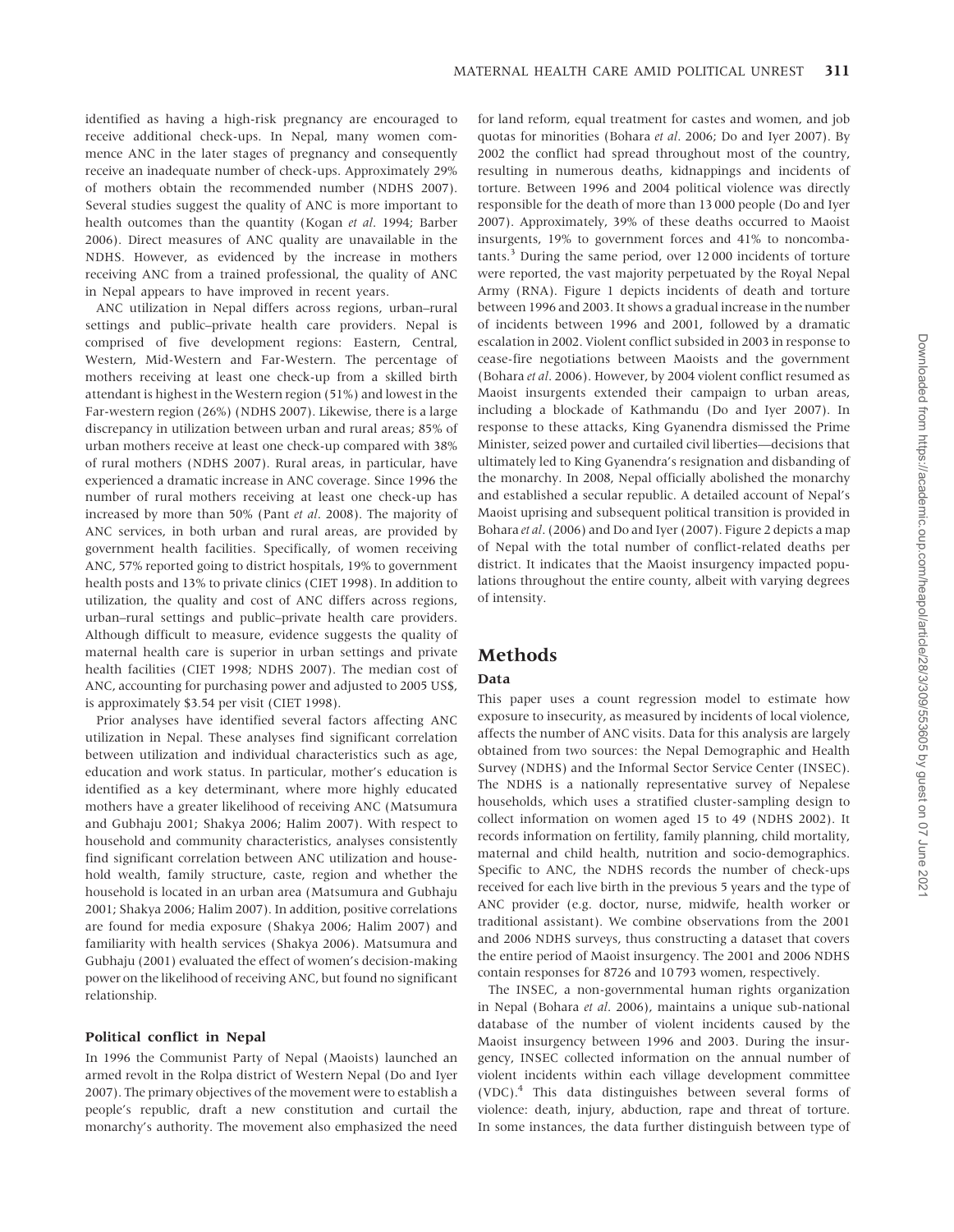identified as having a high-risk pregnancy are encouraged to receive additional check-ups. In Nepal, many women commence ANC in the later stages of pregnancy and consequently receive an inadequate number of check-ups. Approximately 29% of mothers obtain the recommended number (NDHS 2007). Several studies suggest the quality of ANC is more important to health outcomes than the quantity (Kogan *et al*. 1994; Barber 2006). Direct measures of ANC quality are unavailable in the NDHS. However, as evidenced by the increase in mothers receiving ANC from a trained professional, the quality of ANC in Nepal appears to have improved in recent years.

ANC utilization in Nepal differs across regions, urban–rural settings and public–private health care providers. Nepal is comprised of five development regions: Eastern, Central, Western, Mid-Western and Far-Western. The percentage of mothers receiving at least one check-up from a skilled birth attendant is highest in the Western region (51%) and lowest in the Far-western region (26%) (NDHS 2007). Likewise, there is a large discrepancy in utilization between urban and rural areas; 85% of urban mothers receive at least one check-up compared with 38% of rural mothers (NDHS 2007). Rural areas, in particular, have experienced a dramatic increase in ANC coverage. Since 1996 the number of rural mothers receiving at least one check-up has increased by more than 50% (Pant *et al*. 2008). The majority of ANC services, in both urban and rural areas, are provided by government health facilities. Specifically, of women receiving ANC, 57% reported going to district hospitals, 19% to government health posts and 13% to private clinics (CIET 1998). In addition to utilization, the quality and cost of ANC differs across regions, urban–rural settings and public–private health care providers. Although difficult to measure, evidence suggests the quality of maternal health care is superior in urban settings and private health facilities (CIET 1998; NDHS 2007). The median cost of ANC, accounting for purchasing power and adjusted to 2005 US$, is approximately $3.54 per visit (CIET 1998).

Prior analyses have identified several factors affecting ANC utilization in Nepal. These analyses find significant correlation between utilization and individual characteristics such as age, education and work status. In particular, mother's education is identified as a key determinant, where more highly educated mothers have a greater likelihood of receiving ANC (Matsumura and Gubhaju 2001; Shakya 2006; Halim 2007). With respect to household and community characteristics, analyses consistently find significant correlation between ANC utilization and household wealth, family structure, caste, region and whether the household is located in an urban area (Matsumura and Gubhaju 2001; Shakya 2006; Halim 2007). In addition, positive correlations are found for media exposure (Shakya 2006; Halim 2007) and familiarity with health services (Shakya 2006). Matsumura and Gubhaju (2001) evaluated the effect of women's decision-making power on the likelihood of receiving ANC, but found no significant relationship.

### Political conflict in Nepal

In 1996 the Communist Party of Nepal (Maoists) launched an armed revolt in the Rolpa district of Western Nepal (Do and Iyer 2007). The primary objectives of the movement were to establish a people's republic, draft a new constitution and curtail the monarchy's authority. The movement also emphasized the need for land reform, equal treatment for castes and women, and job quotas for minorities (Bohara *et al*. 2006; Do and Iyer 2007). By 2002 the conflict had spread throughout most of the country, resulting in numerous deaths, kidnappings and incidents of torture. Between 1996 and 2004 political violence was directly responsible for the death of more than 13 000 people (Do and Iyer 2007). Approximately, 39% of these deaths occurred to Maoist insurgents, 19% to government forces and 41% to noncombatants.[3] During the same period, over 12 000 incidents of torture were reported, the vast majority perpetuated by the Royal Nepal Army (RNA). Figure 1 depicts incidents of death and torture between 1996 and 2003. It shows a gradual increase in the number of incidents between 1996 and 2001, followed by a dramatic escalation in 2002. Violent conflict subsided in 2003 in response to cease-fire negotiations between Maoists and the government (Bohara *et al*. 2006). However, by 2004 violent conflict resumed as Maoist insurgents extended their campaign to urban areas, including a blockade of Kathmandu (Do and Iyer 2007). In response to these attacks, King Gyanendra dismissed the Prime Minister, seized power and curtailed civil liberties—decisions that ultimately led to King Gyanendra's resignation and disbanding of the monarchy. In 2008, Nepal officially abolished the monarchy and established a secular republic. A detailed account of Nepal's Maoist uprising and subsequent political transition is provided in Bohara *et al*. (2006) and Do and Iyer (2007). Figure 2 depicts a map of Nepal with the total number of conflict-related deaths per district. It indicates that the Maoist insurgency impacted populations throughout the entire county, albeit with varying degrees of intensity.

## Methods

### Data

This paper uses a count regression model to estimate how exposure to insecurity, as measured by incidents of local violence, affects the number of ANC visits. Data for this analysis are largely obtained from two sources: the Nepal Demographic and Health Survey (NDHS) and the Informal Sector Service Center (INSEC). The NDHS is a nationally representative survey of Nepalese households, which uses a stratified cluster-sampling design to collect information on women aged 15 to 49 (NDHS 2002). It records information on fertility, family planning, child mortality, maternal and child health, nutrition and socio-demographics. Specific to ANC, the NDHS records the number of check-ups received for each live birth in the previous 5 years and the type of ANC provider (e.g. doctor, nurse, midwife, health worker or traditional assistant). We combine observations from the 2001 and 2006 NDHS surveys, thus constructing a dataset that covers the entire period of Maoist insurgency. The 2001 and 2006 NDHS contain responses for 8726 and 10 793 women, respectively.

The INSEC, a non-governmental human rights organization in Nepal (Bohara *et al*. 2006), maintains a unique sub-national database of the number of violent incidents caused by the Maoist insurgency between 1996 and 2003. During the insurgency, INSEC collected information on the annual number of violent incidents within each village development committee (VDC).[4] This data distinguishes between several forms of violence: death, injury, abduction, rape and threat of torture. In some instances, the data further distinguish between type of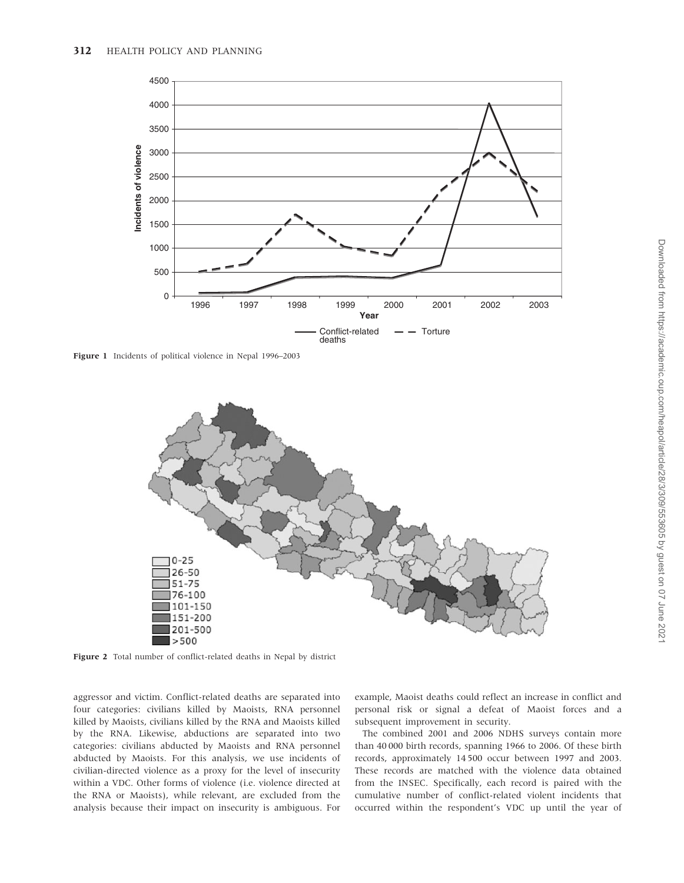Figure 1 Incidents of political violence in Nepal 1996–2003

Figure 2 Total number of conflict-related deaths in Nepal by district

aggressor and victim. Conflict-related deaths are separated into four categories: civilians killed by Maoists, RNA personnel killed by Maoists, civilians killed by the RNA and Maoists killed by the RNA. Likewise, abductions are separated into two categories: civilians abducted by Maoists and RNA personnel abducted by Maoists. For this analysis, we use incidents of civilian-directed violence as a proxy for the level of insecurity within a VDC. Other forms of violence (i.e. violence directed at the RNA or Maoists), while relevant, are excluded from the analysis because their impact on insecurity is ambiguous. For example, Maoist deaths could reflect an increase in conflict and personal risk or signal a defeat of Maoist forces and a subsequent improvement in security.

The combined 2001 and 2006 NDHS surveys contain more than 40 000 birth records, spanning 1966 to 2006. Of these birth records, approximately 14 500 occur between 1997 and 2003. These records are matched with the violence data obtained from the INSEC. Specifically, each record is paired with the cumulative number of conflict-related violent incidents that occurred within the respondent's VDC up until the year of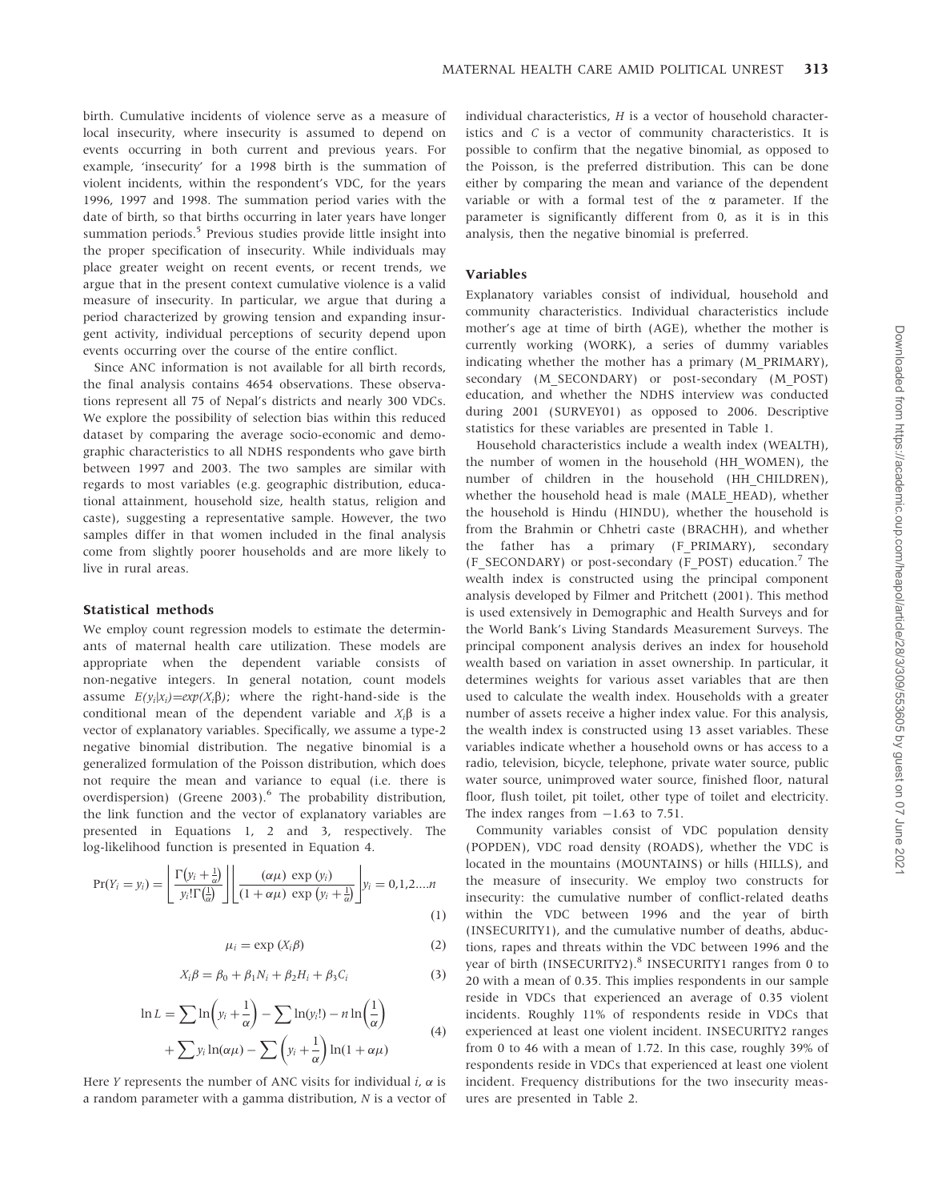birth. Cumulative incidents of violence serve as a measure of local insecurity, where insecurity is assumed to depend on events occurring in both current and previous years. For example, 'insecurity' for a 1998 birth is the summation of violent incidents, within the respondent's VDC, for the years 1996, 1997 and 1998. The summation period varies with the date of birth, so that births occurring in later years have longer summation periods.[5] Previous studies provide little insight into the proper specification of insecurity. While individuals may place greater weight on recent events, or recent trends, we argue that in the present context cumulative violence is a valid measure of insecurity. In particular, we argue that during a period characterized by growing tension and expanding insurgent activity, individual perceptions of security depend upon events occurring over the course of the entire conflict.

Since ANC information is not available for all birth records, the final analysis contains 4654 observations. These observations represent all 75 of Nepal's districts and nearly 300 VDCs. We explore the possibility of selection bias within this reduced dataset by comparing the average socio-economic and demographic characteristics to all NDHS respondents who gave birth between 1997 and 2003. The two samples are similar with regards to most variables (e.g. geographic distribution, educational attainment, household size, health status, religion and caste), suggesting a representative sample. However, the two samples differ in that women included in the final analysis come from slightly poorer households and are more likely to live in rural areas.

### Statistical methods

We employ count regression models to estimate the determinants of maternal health care utilization. These models are appropriate when the dependent variable consists of non-negative integers. In general notation, count models assume $E(y_i|x_i)=exp(X_i\beta)$; where the right-hand-side is the conditional mean of the dependent variable and $X_i\beta$ is a vector of explanatory variables. Specifically, we assume a type-2 negative binomial distribution. The negative binomial is a generalized formulation of the Poisson distribution, which does not require the mean and variance to equal (i.e. there is overdispersion) (Greene 2003).[6] The probability distribution, the link function and the vector of explanatory variables are presented in Equations 1, 2 and 3, respectively. The log-likelihood function is presented in Equation 4.

$$\Pr(Y_i = y_i) = \left[\frac{\Gamma\left(y_i + \frac{1}{\alpha}\right)}{y_i!\Gamma\left(\frac{1}{\alpha}\right)}\right]\left[\frac{(\alpha\mu)\ \exp\left(y_i\right)}{(1+\alpha\mu)\ \exp\left(y_i + \frac{1}{\alpha}\right)}\right] y_i = 0,1,2....n \tag{1}$$

$$\mu_i = \exp\left(X_i\beta\right) \tag{2}$$

$$X_i\beta = \beta_0 + \beta_1 N_i + \beta_2 H_i + \beta_3 C_i \tag{3}$$

$$\ln L = \sum \ln\left(y_i + \frac{1}{\alpha}\right) - \sum \ln(y_i!) - n\ln\left(\frac{1}{\alpha}\right) + \sum y_i \ln(\alpha\mu) - \sum\left(y_i + \frac{1}{\alpha}\right)\ln(1+\alpha\mu) \tag{4}$$

Here $Y$ represents the number of ANC visits for individual $i$, $\alpha$ is a random parameter with a gamma distribution, $N$ is a vector of individual characteristics, $H$ is a vector of household characteristics and $C$ is a vector of community characteristics. It is possible to confirm that the negative binomial, as opposed to the Poisson, is the preferred distribution. This can be done either by comparing the mean and variance of the dependent variable or with a formal test of the $\alpha$ parameter. If the parameter is significantly different from 0, as it is in this analysis, then the negative binomial is preferred.

### Variables

Explanatory variables consist of individual, household and community characteristics. Individual characteristics include mother's age at time of birth (AGE), whether the mother is currently working (WORK), a series of dummy variables indicating whether the mother has a primary (M_PRIMARY), secondary (M_SECONDARY) or post-secondary (M_POST) education, and whether the NDHS interview was conducted during 2001 (SURVEY01) as opposed to 2006. Descriptive statistics for these variables are presented in Table 1.

Household characteristics include a wealth index (WEALTH), the number of women in the household (HH_WOMEN), the number of children in the household (HH_CHILDREN), whether the household head is male (MALE_HEAD), whether the household is Hindu (HINDU), whether the household is from the Brahmin or Chhetri caste (BRACHH), and whether the father has a primary (F_PRIMARY), secondary (F_SECONDARY) or post-secondary (F_POST) education.[7] The wealth index is constructed using the principal component analysis developed by Filmer and Pritchett (2001). This method is used extensively in Demographic and Health Surveys and for the World Bank's Living Standards Measurement Surveys. The principal component analysis derives an index for household wealth based on variation in asset ownership. In particular, it determines weights for various asset variables that are then used to calculate the wealth index. Households with a greater number of assets receive a higher index value. For this analysis, the wealth index is constructed using 13 asset variables. These variables indicate whether a household owns or has access to a radio, television, bicycle, telephone, private water source, public water source, unimproved water source, finished floor, natural floor, flush toilet, pit toilet, other type of toilet and electricity. The index ranges from −1.63 to 7.51.

Community variables consist of VDC population density (POPDEN), VDC road density (ROADS), whether the VDC is located in the mountains (MOUNTAINS) or hills (HILLS), and the measure of insecurity. We employ two constructs for insecurity: the cumulative number of conflict-related deaths within the VDC between 1996 and the year of birth (INSECURITY1), and the cumulative number of deaths, abductions, rapes and threats within the VDC between 1996 and the year of birth (INSECURITY2).[8] INSECURITY1 ranges from 0 to 20 with a mean of 0.35. This implies respondents in our sample reside in VDCs that experienced an average of 0.35 violent incidents. Roughly 11% of respondents reside in VDCs that experienced at least one violent incident. INSECURITY2 ranges from 0 to 46 with a mean of 1.72. In this case, roughly 39% of respondents reside in VDCs that experienced at least one violent incident. Frequency distributions for the two insecurity measures are presented in Table 2.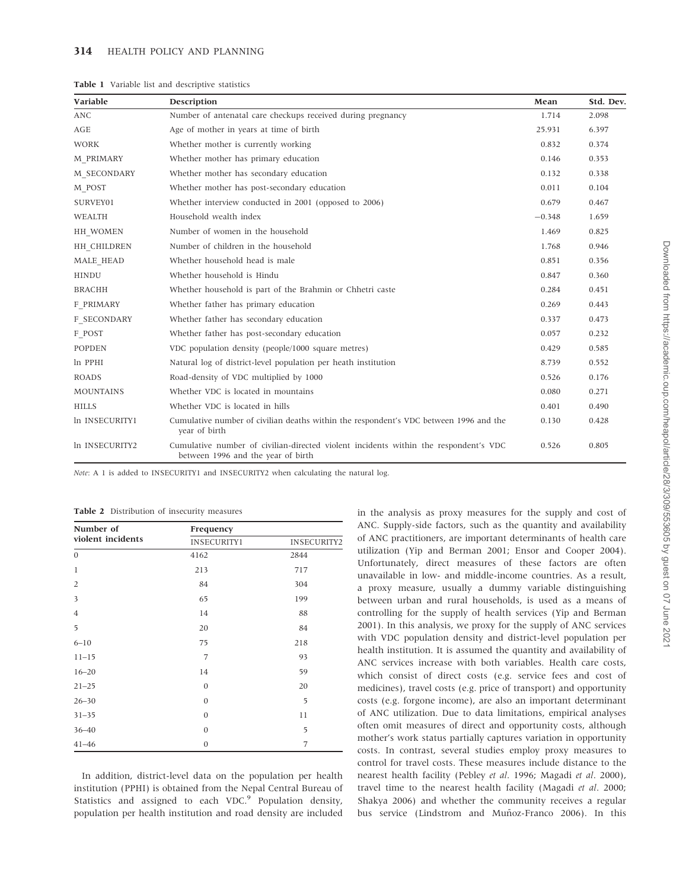**Table 1** Variable list and descriptive statistics

| Variable | Description | Mean | Std. Dev. |
|---|---|---|---|
| ANC | Number of antenatal care checkups received during pregnancy | 1.714 | 2.098 |
| AGE | Age of mother in years at time of birth | 25.931 | 6.397 |
| WORK | Whether mother is currently working | 0.832 | 0.374 |
| M_PRIMARY | Whether mother has primary education | 0.146 | 0.353 |
| M_SECONDARY | Whether mother has secondary education | 0.132 | 0.338 |
| M_POST | Whether mother has post-secondary education | 0.011 | 0.104 |
| SURVEY01 | Whether interview conducted in 2001 (opposed to 2006) | 0.679 | 0.467 |
| WEALTH | Household wealth index | −0.348 | 1.659 |
| HH_WOMEN | Number of women in the household | 1.469 | 0.825 |
| HH_CHILDREN | Number of children in the household | 1.768 | 0.946 |
| MALE_HEAD | Whether household head is male | 0.851 | 0.356 |
| HINDU | Whether household is Hindu | 0.847 | 0.360 |
| BRACHH | Whether household is part of the Brahmin or Chhetri caste | 0.284 | 0.451 |
| F_PRIMARY | Whether father has primary education | 0.269 | 0.443 |
| F_SECONDARY | Whether father has secondary education | 0.337 | 0.473 |
| F_POST | Whether father has post-secondary education | 0.057 | 0.232 |
| POPDEN | VDC population density (people/1000 square metres) | 0.429 | 0.585 |
| ln PPHI | Natural log of district-level population per heath institution | 8.739 | 0.552 |
| ROADS | Road-density of VDC multiplied by 1000 | 0.526 | 0.176 |
| MOUNTAINS | Whether VDC is located in mountains | 0.080 | 0.271 |
| HILLS | Whether VDC is located in hills | 0.401 | 0.490 |
| ln INSECURITY1 | Cumulative number of civilian deaths within the respondent's VDC between 1996 and the year of birth | 0.130 | 0.428 |
| ln INSECURITY2 | Cumulative number of civilian-directed violent incidents within the respondent's VDC between 1996 and the year of birth | 0.526 | 0.805 |

*Note*: A 1 is added to INSECURITY1 and INSECURITY2 when calculating the natural log.

**Table 2** Distribution of insecurity measures

| Number of violent incidents | Frequency | |
|---|---|---|
| | INSECURITY1 | INSECURITY2 |
| 0 | 4162 | 2844 |
| 1 | 213 | 717 |
| 2 | 84 | 304 |
| 3 | 65 | 199 |
| 4 | 14 | 88 |
| 5 | 20 | 84 |
| 6–10 | 75 | 218 |
| 11–15 | 7 | 93 |
| 16–20 | 14 | 59 |
| 21–25 | 0 | 20 |
| 26–30 | 0 | 5 |
| 31–35 | 0 | 11 |
| 36–40 | 0 | 5 |
| 41–46 | 0 | 7 |

In addition, district-level data on the population per health institution (PPHI) is obtained from the Nepal Central Bureau of Statistics and assigned to each VDC.[9] Population density, population per health institution and road density are included in the analysis as proxy measures for the supply and cost of ANC. Supply-side factors, such as the quantity and availability of ANC practitioners, are important determinants of health care utilization (Yip and Berman 2001; Ensor and Cooper 2004). Unfortunately, direct measures of these factors are often unavailable in low- and middle-income countries. As a result, a proxy measure, usually a dummy variable distinguishing between urban and rural households, is used as a means of controlling for the supply of health services (Yip and Berman 2001). In this analysis, we proxy for the supply of ANC services with VDC population density and district-level population per health institution. It is assumed the quantity and availability of ANC services increase with both variables. Health care costs, which consist of direct costs (e.g. service fees and cost of medicines), travel costs (e.g. price of transport) and opportunity costs (e.g. forgone income), are also an important determinant of ANC utilization. Due to data limitations, empirical analyses often omit measures of direct and opportunity costs, although mother's work status partially captures variation in opportunity costs. In contrast, several studies employ proxy measures to control for travel costs. These measures include distance to the nearest health facility (Pebley *et al*. 1996; Magadi *et al*. 2000), travel time to the nearest health facility (Magadi *et al*. 2000; Shakya 2006) and whether the community receives a regular bus service (Lindstrom and Muñoz-Franco 2006). In this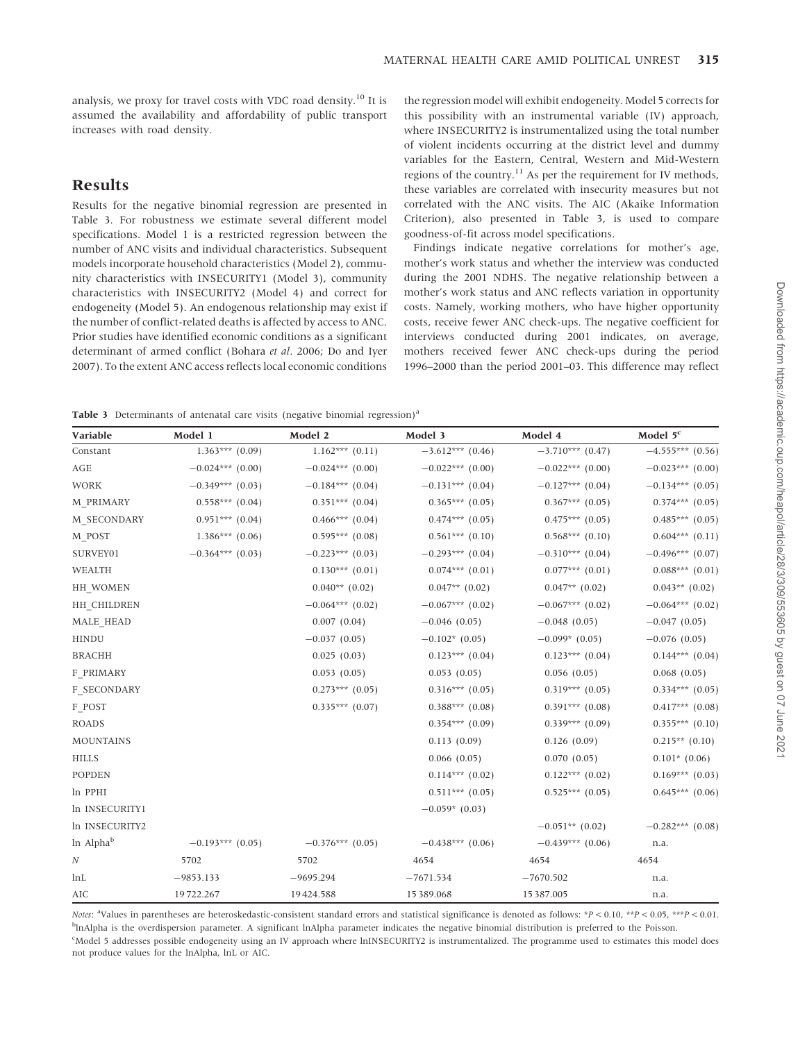analysis, we proxy for travel costs with VDC road density.[10] It is assumed the availability and affordability of public transport increases with road density.

## Results

Results for the negative binomial regression are presented in Table 3. For robustness we estimate several different model specifications. Model 1 is a restricted regression between the number of ANC visits and individual characteristics. Subsequent models incorporate household characteristics (Model 2), community characteristics with INSECURITY1 (Model 3), community characteristics with INSECURITY2 (Model 4) and correct for endogeneity (Model 5). An endogenous relationship may exist if the number of conflict-related deaths is affected by access to ANC. Prior studies have identified economic conditions as a significant determinant of armed conflict (Bohara *et al*. 2006; Do and Iyer 2007). To the extent ANC access reflects local economic conditions the regression model will exhibit endogeneity. Model 5 corrects for this possibility with an instrumental variable (IV) approach, where INSECURITY2 is instrumentalized using the total number of violent incidents occurring at the district level and dummy variables for the Eastern, Central, Western and Mid-Western regions of the country.[11] As per the requirement for IV methods, these variables are correlated with insecurity measures but not correlated with the ANC visits. The AIC (Akaike Information Criterion), also presented in Table 3, is used to compare goodness-of-fit across model specifications.

Findings indicate negative correlations for mother's age, mother's work status and whether the interview was conducted during the 2001 NDHS. The negative relationship between a mother's work status and ANC reflects variation in opportunity costs. Namely, working mothers, who have higher opportunity costs, receive fewer ANC check-ups. The negative coefficient for interviews conducted during 2001 indicates, on average, mothers received fewer ANC check-ups during the period 1996–2000 than the period 2001–03. This difference may reflect

**Table 3** Determinants of antenatal care visits (negative binomial regression)[a]

| Variable | Model 1 | Model 2 | Model 3 | Model 4 | Model 5[c] |
|---|---|---|---|---|---|
| Constant | 1.363*** (0.09) | 1.162*** (0.11) | −3.612*** (0.46) | −3.710*** (0.47) | −4.555*** (0.56) |
| AGE | −0.024*** (0.00) | −0.024*** (0.00) | −0.022*** (0.00) | −0.022*** (0.00) | −0.023*** (0.00) |
| WORK | −0.349*** (0.03) | −0.184*** (0.04) | −0.131*** (0.04) | −0.127*** (0.04) | −0.134*** (0.05) |
| M_PRIMARY | 0.558*** (0.04) | 0.351*** (0.04) | 0.365*** (0.05) | 0.367*** (0.05) | 0.374*** (0.05) |
| M_SECONDARY | 0.951*** (0.04) | 0.466*** (0.04) | 0.474*** (0.05) | 0.475*** (0.05) | 0.485*** (0.05) |
| M_POST | 1.386*** (0.06) | 0.595*** (0.08) | 0.561*** (0.10) | 0.568*** (0.10) | 0.604*** (0.11) |
| SURVEY01 | −0.364*** (0.03) | −0.223*** (0.03) | −0.293*** (0.04) | −0.310*** (0.04) | −0.496*** (0.07) |
| WEALTH | | 0.130*** (0.01) | 0.074*** (0.01) | 0.077*** (0.01) | 0.088*** (0.01) |
| HH_WOMEN | | 0.040** (0.02) | 0.047** (0.02) | 0.047** (0.02) | 0.043** (0.02) |
| HH_CHILDREN | | −0.064*** (0.02) | −0.067*** (0.02) | −0.067*** (0.02) | −0.064*** (0.02) |
| MALE_HEAD | | 0.007 (0.04) | −0.046 (0.05) | −0.048 (0.05) | −0.047 (0.05) |
| HINDU | | −0.037 (0.05) | −0.102* (0.05) | −0.099* (0.05) | −0.076 (0.05) |
| BRACHH | | 0.025 (0.03) | 0.123*** (0.04) | 0.123*** (0.04) | 0.144*** (0.04) |
| F_PRIMARY | | 0.053 (0.05) | 0.053 (0.05) | 0.056 (0.05) | 0.068 (0.05) |
| F_SECONDARY | | 0.273*** (0.05) | 0.316*** (0.05) | 0.319*** (0.05) | 0.334*** (0.05) |
| F_POST | | 0.335*** (0.07) | 0.388*** (0.08) | 0.391*** (0.08) | 0.417*** (0.08) |
| ROADS | | | 0.354*** (0.09) | 0.339*** (0.09) | 0.355*** (0.10) |
| MOUNTAINS | | | 0.113 (0.09) | 0.126 (0.09) | 0.215** (0.10) |
| HILLS | | | 0.066 (0.05) | 0.070 (0.05) | 0.101* (0.06) |
| POPDEN | | | 0.114*** (0.02) | 0.122*** (0.02) | 0.169*** (0.03) |
| ln PPHI | | | 0.511*** (0.05) | 0.525*** (0.05) | 0.645*** (0.06) |
| ln INSECURITY1 | | | −0.059* (0.03) | | |
| ln INSECURITY2 | | | | −0.051** (0.02) | −0.282*** (0.08) |
| ln Alpha[b] | −0.193*** (0.05) | −0.376*** (0.05) | −0.438*** (0.06) | −0.439*** (0.06) | n.a. |
| $N$ | 5702 | 5702 | 4654 | 4654 | 4654 |
| lnL | −9853.133 | −9695.294 | −7671.534 | −7670.502 | n.a. |
| AIC | 19 722.267 | 19 424.588 | 15 389.068 | 15 387.005 | n.a. |

*Notes*: [a]Values in parentheses are heteroskedastic-consistent standard errors and statistical significance is denoted as follows: *$P < 0.10$, **$P < 0.05$, ***$P < 0.01$.
[b]lnAlpha is the overdispersion parameter. A significant lnAlpha parameter indicates the negative binomial distribution is preferred to the Poisson.
[c]Model 5 addresses possible endogeneity using an IV approach where lnINSECURITY2 is instrumentalized. The programme used to estimates this model does not produce values for the lnAlpha, lnL or AIC.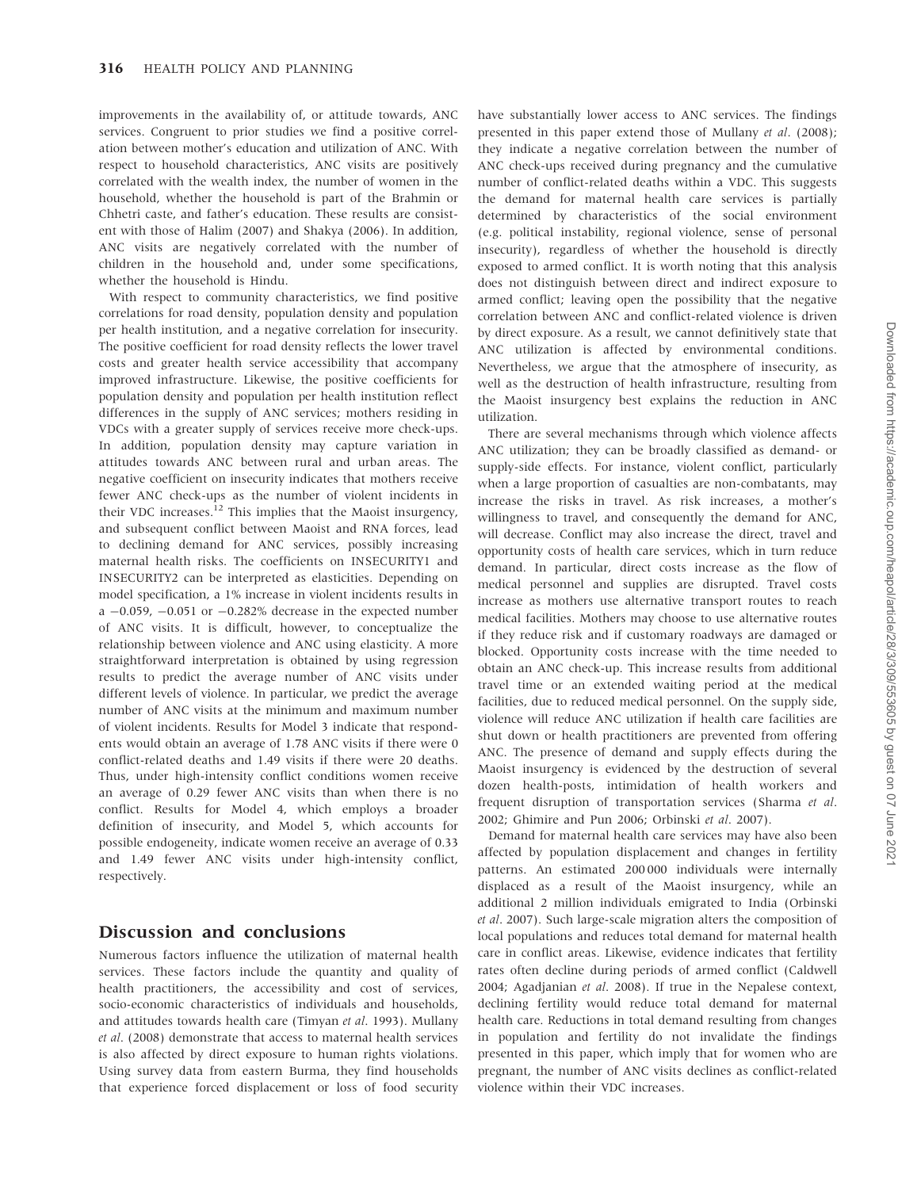improvements in the availability of, or attitude towards, ANC services. Congruent to prior studies we find a positive correlation between mother's education and utilization of ANC. With respect to household characteristics, ANC visits are positively correlated with the wealth index, the number of women in the household, whether the household is part of the Brahmin or Chhetri caste, and father's education. These results are consistent with those of Halim (2007) and Shakya (2006). In addition, ANC visits are negatively correlated with the number of children in the household and, under some specifications, whether the household is Hindu.

With respect to community characteristics, we find positive correlations for road density, population density and population per health institution, and a negative correlation for insecurity. The positive coefficient for road density reflects the lower travel costs and greater health service accessibility that accompany improved infrastructure. Likewise, the positive coefficients for population density and population per health institution reflect differences in the supply of ANC services; mothers residing in VDCs with a greater supply of services receive more check-ups. In addition, population density may capture variation in attitudes towards ANC between rural and urban areas. The negative coefficient on insecurity indicates that mothers receive fewer ANC check-ups as the number of violent incidents in their VDC increases.[12] This implies that the Maoist insurgency, and subsequent conflict between Maoist and RNA forces, lead to declining demand for ANC services, possibly increasing maternal health risks. The coefficients on INSECURITY1 and INSECURITY2 can be interpreted as elasticities. Depending on model specification, a 1% increase in violent incidents results in a −0.059, −0.051 or −0.282% decrease in the expected number of ANC visits. It is difficult, however, to conceptualize the relationship between violence and ANC using elasticity. A more straightforward interpretation is obtained by using regression results to predict the average number of ANC visits under different levels of violence. In particular, we predict the average number of ANC visits at the minimum and maximum number of violent incidents. Results for Model 3 indicate that respondents would obtain an average of 1.78 ANC visits if there were 0 conflict-related deaths and 1.49 visits if there were 20 deaths. Thus, under high-intensity conflict conditions women receive an average of 0.29 fewer ANC visits than when there is no conflict. Results for Model 4, which employs a broader definition of insecurity, and Model 5, which accounts for possible endogeneity, indicate women receive an average of 0.33 and 1.49 fewer ANC visits under high-intensity conflict, respectively.

## Discussion and conclusions

Numerous factors influence the utilization of maternal health services. These factors include the quantity and quality of health practitioners, the accessibility and cost of services, socio-economic characteristics of individuals and households, and attitudes towards health care (Timyan *et al*. 1993). Mullany *et al*. (2008) demonstrate that access to maternal health services is also affected by direct exposure to human rights violations. Using survey data from eastern Burma, they find households that experience forced displacement or loss of food security have substantially lower access to ANC services. The findings presented in this paper extend those of Mullany *et al*. (2008); they indicate a negative correlation between the number of ANC check-ups received during pregnancy and the cumulative number of conflict-related deaths within a VDC. This suggests the demand for maternal health care services is partially determined by characteristics of the social environment (e.g. political instability, regional violence, sense of personal insecurity), regardless of whether the household is directly exposed to armed conflict. It is worth noting that this analysis does not distinguish between direct and indirect exposure to armed conflict; leaving open the possibility that the negative correlation between ANC and conflict-related violence is driven by direct exposure. As a result, we cannot definitively state that ANC utilization is affected by environmental conditions. Nevertheless, we argue that the atmosphere of insecurity, as well as the destruction of health infrastructure, resulting from the Maoist insurgency best explains the reduction in ANC utilization.

There are several mechanisms through which violence affects ANC utilization; they can be broadly classified as demand- or supply-side effects. For instance, violent conflict, particularly when a large proportion of casualties are non-combatants, may increase the risks in travel. As risk increases, a mother's willingness to travel, and consequently the demand for ANC, will decrease. Conflict may also increase the direct, travel and opportunity costs of health care services, which in turn reduce demand. In particular, direct costs increase as the flow of medical personnel and supplies are disrupted. Travel costs increase as mothers use alternative transport routes to reach medical facilities. Mothers may choose to use alternative routes if they reduce risk and if customary roadways are damaged or blocked. Opportunity costs increase with the time needed to obtain an ANC check-up. This increase results from additional travel time or an extended waiting period at the medical facilities, due to reduced medical personnel. On the supply side, violence will reduce ANC utilization if health care facilities are shut down or health practitioners are prevented from offering ANC. The presence of demand and supply effects during the Maoist insurgency is evidenced by the destruction of several dozen health-posts, intimidation of health workers and frequent disruption of transportation services (Sharma *et al*. 2002; Ghimire and Pun 2006; Orbinski *et al*. 2007).

Demand for maternal health care services may have also been affected by population displacement and changes in fertility patterns. An estimated 200 000 individuals were internally displaced as a result of the Maoist insurgency, while an additional 2 million individuals emigrated to India (Orbinski *et al*. 2007). Such large-scale migration alters the composition of local populations and reduces total demand for maternal health care in conflict areas. Likewise, evidence indicates that fertility rates often decline during periods of armed conflict (Caldwell 2004; Agadjanian *et al*. 2008). If true in the Nepalese context, declining fertility would reduce total demand for maternal health care. Reductions in total demand resulting from changes in population and fertility do not invalidate the findings presented in this paper, which imply that for women who are pregnant, the number of ANC visits declines as conflict-related violence within their VDC increases.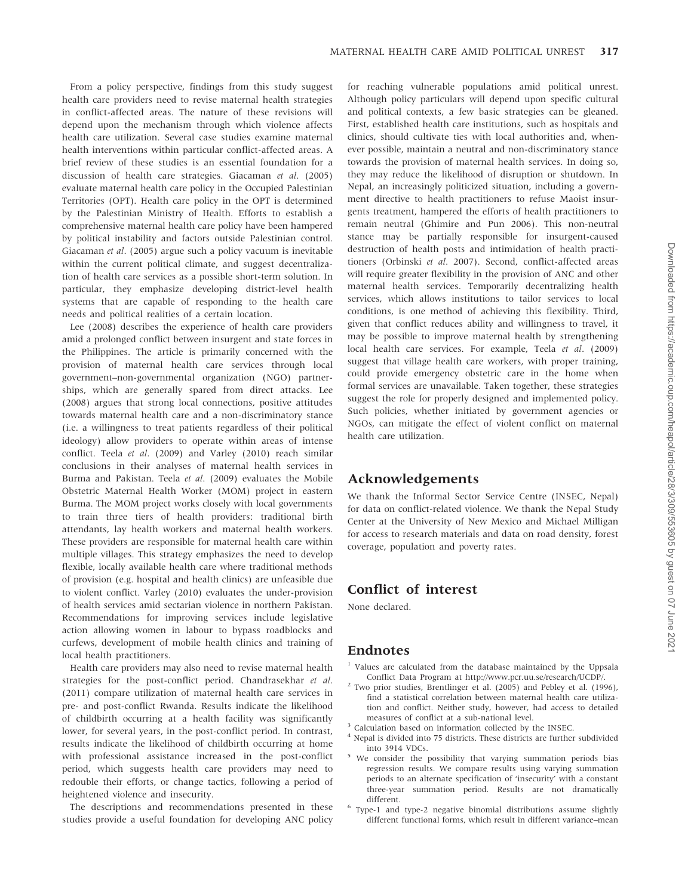From a policy perspective, findings from this study suggest health care providers need to revise maternal health strategies in conflict-affected areas. The nature of these revisions will depend upon the mechanism through which violence affects health care utilization. Several case studies examine maternal health interventions within particular conflict-affected areas. A brief review of these studies is an essential foundation for a discussion of health care strategies. Giacaman *et al*. (2005) evaluate maternal health care policy in the Occupied Palestinian Territories (OPT). Health care policy in the OPT is determined by the Palestinian Ministry of Health. Efforts to establish a comprehensive maternal health care policy have been hampered by political instability and factors outside Palestinian control. Giacaman *et al*. (2005) argue such a policy vacuum is inevitable within the current political climate, and suggest decentralization of health care services as a possible short-term solution. In particular, they emphasize developing district-level health systems that are capable of responding to the health care needs and political realities of a certain location.

Lee (2008) describes the experience of health care providers amid a prolonged conflict between insurgent and state forces in the Philippines. The article is primarily concerned with the provision of maternal health care services through local government–non-governmental organization (NGO) partnerships, which are generally spared from direct attacks. Lee (2008) argues that strong local connections, positive attitudes towards maternal health care and a non-discriminatory stance (i.e. a willingness to treat patients regardless of their political ideology) allow providers to operate within areas of intense conflict. Teela *et al*. (2009) and Varley (2010) reach similar conclusions in their analyses of maternal health services in Burma and Pakistan. Teela *et al*. (2009) evaluates the Mobile Obstetric Maternal Health Worker (MOM) project in eastern Burma. The MOM project works closely with local governments to train three tiers of health providers: traditional birth attendants, lay health workers and maternal health workers. These providers are responsible for maternal health care within multiple villages. This strategy emphasizes the need to develop flexible, locally available health care where traditional methods of provision (e.g. hospital and health clinics) are unfeasible due to violent conflict. Varley (2010) evaluates the under-provision of health services amid sectarian violence in northern Pakistan. Recommendations for improving services include legislative action allowing women in labour to bypass roadblocks and curfews, development of mobile health clinics and training of local health practitioners.

Health care providers may also need to revise maternal health strategies for the post-conflict period. Chandrasekhar *et al*. (2011) compare utilization of maternal health care services in pre- and post-conflict Rwanda. Results indicate the likelihood of childbirth occurring at a health facility was significantly lower, for several years, in the post-conflict period. In contrast, results indicate the likelihood of childbirth occurring at home with professional assistance increased in the post-conflict period, which suggests health care providers may need to redouble their efforts, or change tactics, following a period of heightened violence and insecurity.

The descriptions and recommendations presented in these studies provide a useful foundation for developing ANC policy for reaching vulnerable populations amid political unrest. Although policy particulars will depend upon specific cultural and political contexts, a few basic strategies can be gleaned. First, established health care institutions, such as hospitals and clinics, should cultivate ties with local authorities and, whenever possible, maintain a neutral and non-discriminatory stance towards the provision of maternal health services. In doing so, they may reduce the likelihood of disruption or shutdown. In Nepal, an increasingly politicized situation, including a government directive to health practitioners to refuse Maoist insurgents treatment, hampered the efforts of health practitioners to remain neutral (Ghimire and Pun 2006). This non-neutral stance may be partially responsible for insurgent-caused destruction of health posts and intimidation of health practitioners (Orbinski *et al*. 2007). Second, conflict-affected areas will require greater flexibility in the provision of ANC and other maternal health services. Temporarily decentralizing health services, which allows institutions to tailor services to local conditions, is one method of achieving this flexibility. Third, given that conflict reduces ability and willingness to travel, it may be possible to improve maternal health by strengthening local health care services. For example, Teela *et al*. (2009) suggest that village health care workers, with proper training, could provide emergency obstetric care in the home when formal services are unavailable. Taken together, these strategies suggest the role for properly designed and implemented policy. Such policies, whether initiated by government agencies or NGOs, can mitigate the effect of violent conflict on maternal health care utilization.

## Acknowledgements

We thank the Informal Sector Service Centre (INSEC, Nepal) for data on conflict-related violence. We thank the Nepal Study Center at the University of New Mexico and Michael Milligan for access to research materials and data on road density, forest coverage, population and poverty rates.

## Conflict of interest

None declared.

## Endnotes

[1] Values are calculated from the database maintained by the Uppsala Conflict Data Program at http://www.pcr.uu.se/research/UCDP/.

[2] Two prior studies, Brentlinger et al. (2005) and Pebley et al. (1996), find a statistical correlation between maternal health care utilization and conflict. Neither study, however, had access to detailed measures of conflict at a sub-national level.

[3] Calculation based on information collected by the INSEC.

[4] Nepal is divided into 75 districts. These districts are further subdivided into 3914 VDCs.

[5] We consider the possibility that varying summation periods bias regression results. We compare results using varying summation periods to an alternate specification of 'insecurity' with a constant three-year summation period. Results are not dramatically different.

[6] Type-1 and type-2 negative binomial distributions assume slightly different functional forms, which result in different variance–mean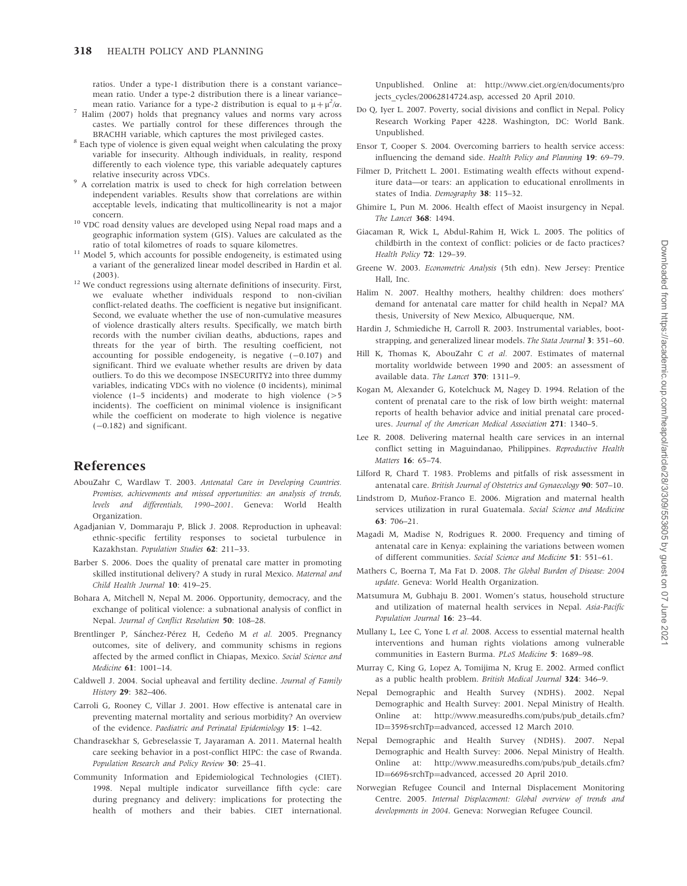ratios. Under a type-1 distribution there is a constant variance–mean ratio. Under a type-2 distribution there is a linear variance–mean ratio. Variance for a type-2 distribution is equal to $\mu + \mu^2/\alpha$.

[7] Halim (2007) holds that pregnancy values and norms vary across castes. We partially control for these differences through the BRACHH variable, which captures the most privileged castes.

[8] Each type of violence is given equal weight when calculating the proxy variable for insecurity. Although individuals, in reality, respond differently to each violence type, this variable adequately captures relative insecurity across VDCs.

[9] A correlation matrix is used to check for high correlation between independent variables. Results show that correlations are within acceptable levels, indicating that multicollinearity is not a major concern.

[10] VDC road density values are developed using Nepal road maps and a geographic information system (GIS). Values are calculated as the ratio of total kilometres of roads to square kilometres.

[11] Model 5, which accounts for possible endogeneity, is estimated using a variant of the generalized linear model described in Hardin et al. (2003).

[12] We conduct regressions using alternate definitions of insecurity. First, we evaluate whether individuals respond to non-civilian conflict-related deaths. The coefficient is negative but insignificant. Second, we evaluate whether the use of non-cumulative measures of violence drastically alters results. Specifically, we match birth records with the number civilian deaths, abductions, rapes and threats for the year of birth. The resulting coefficient, not accounting for possible endogeneity, is negative (−0.107) and significant. Third we evaluate whether results are driven by data outliers. To do this we decompose INSECURITY2 into three dummy variables, indicating VDCs with no violence (0 incidents), minimal violence (1–5 incidents) and moderate to high violence (>5 incidents). The coefficient on minimal violence is insignificant while the coefficient on moderate to high violence is negative (−0.182) and significant.

## References

AbouZahr C, Wardlaw T. 2003. *Antenatal Care in Developing Countries. Promises, achievements and missed opportunities: an analysis of trends, levels and differentials, 1990–2001*. Geneva: World Health Organization.

Agadjanian V, Dommaraju P, Blick J. 2008. Reproduction in upheaval: ethnic-specific fertility responses to societal turbulence in Kazakhstan. *Population Studies* **62**: 211–33.

Barber S. 2006. Does the quality of prenatal care matter in promoting skilled institutional delivery? A study in rural Mexico. *Maternal and Child Health Journal* **10**: 419–25.

Bohara A, Mitchell N, Nepal M. 2006. Opportunity, democracy, and the exchange of political violence: a subnational analysis of conflict in Nepal. *Journal of Conflict Resolution* **50**: 108–28.

Brentlinger P, Sánchez-Pérez H, Cedeño M *et al.* 2005. Pregnancy outcomes, site of delivery, and community schisms in regions affected by the armed conflict in Chiapas, Mexico. *Social Science and Medicine* **61**: 1001–14.

Caldwell J. 2004. Social upheaval and fertility decline. *Journal of Family History* **29**: 382–406.

Carroli G, Rooney C, Villar J. 2001. How effective is antenatal care in preventing maternal mortality and serious morbidity? An overview of the evidence. *Paediatric and Perinatal Epidemiology* **15**: 1–42.

Chandrasekhar S, Gebreselassie T, Jayaraman A. 2011. Maternal health care seeking behavior in a post-conflict HIPC: the case of Rwanda. *Population Research and Policy Review* **30**: 25–41.

Community Information and Epidemiological Technologies (CIET). 1998. Nepal multiple indicator surveillance fifth cycle: care during pregnancy and delivery: implications for protecting the health of mothers and their babies. CIET international. Unpublished. Online at: http://www.ciet.org/en/documents/projects_cycles/20062814724.asp, accessed 20 April 2010.

Do Q, Iyer L. 2007. Poverty, social divisions and conflict in Nepal. Policy Research Working Paper 4228. Washington, DC: World Bank. Unpublished.

Ensor T, Cooper S. 2004. Overcoming barriers to health service access: influencing the demand side. *Health Policy and Planning* **19**: 69–79.

Filmer D, Pritchett L. 2001. Estimating wealth effects without expenditure data—or tears: an application to educational enrollments in states of India. *Demography* **38**: 115–32.

Ghimire L, Pun M. 2006. Health effect of Maoist insurgency in Nepal. *The Lancet* **368**: 1494.

Giacaman R, Wick L, Abdul-Rahim H, Wick L. 2005. The politics of childbirth in the context of conflict: policies or de facto practices? *Health Policy* **72**: 129–39.

Greene W. 2003. *Econometric Analysis* (5th edn). New Jersey: Prentice Hall, Inc.

Halim N. 2007. Healthy mothers, healthy children: does mothers' demand for antenatal care matter for child health in Nepal? MA thesis, University of New Mexico, Albuquerque, NM.

Hardin J, Schmiediche H, Carroll R. 2003. Instrumental variables, bootstrapping, and generalized linear models. *The Stata Journal* **3**: 351–60.

Hill K, Thomas K, AbouZahr C *et al.* 2007. Estimates of maternal mortality worldwide between 1990 and 2005: an assessment of available data. *The Lancet* **370**: 1311–9.

Kogan M, Alexander G, Kotelchuck M, Nagey D. 1994. Relation of the content of prenatal care to the risk of low birth weight: maternal reports of health behavior advice and initial prenatal care procedures. *Journal of the American Medical Association* **271**: 1340–5.

Lee R. 2008. Delivering maternal health care services in an internal conflict setting in Maguindanao, Philippines. *Reproductive Health Matters* **16**: 65–74.

Lilford R, Chard T. 1983. Problems and pitfalls of risk assessment in antenatal care. *British Journal of Obstetrics and Gynaecology* **90**: 507–10.

Lindstrom D, Muñoz-Franco E. 2006. Migration and maternal health services utilization in rural Guatemala. *Social Science and Medicine* **63**: 706–21.

Magadi M, Madise N, Rodrigues R. 2000. Frequency and timing of antenatal care in Kenya: explaining the variations between women of different communities. *Social Science and Medicine* **51**: 551–61.

Mathers C, Boerna T, Ma Fat D. 2008. *The Global Burden of Disease: 2004 update*. Geneva: World Health Organization.

Matsumura M, Gubhaju B. 2001. Women's status, household structure and utilization of maternal health services in Nepal. *Asia-Pacific Population Journal* **16**: 23–44.

Mullany L, Lee C, Yone L *et al.* 2008. Access to essential maternal health interventions and human rights violations among vulnerable communities in Eastern Burma. *PLoS Medicine* **5**: 1689–98.

Murray C, King G, Lopez A, Tomijima N, Krug E. 2002. Armed conflict as a public health problem. *British Medical Journal* **324**: 346–9.

Nepal Demographic and Health Survey (NDHS). 2002. Nepal Demographic and Health Survey: 2001. Nepal Ministry of Health. Online at: http://www.measuredhs.com/pubs/pub_details.cfm?ID=359&srchTp=advanced, accessed 12 March 2010.

Nepal Demographic and Health Survey (NDHS). 2007. Nepal Demographic and Health Survey: 2006. Nepal Ministry of Health. Online at: http://www.measuredhs.com/pubs/pub_details.cfm?ID=669&srchTp=advanced, accessed 20 April 2010.

Norwegian Refugee Council and Internal Displacement Monitoring Centre. 2005. *Internal Displacement: Global overview of trends and developments in 2004*. Geneva: Norwegian Refugee Council.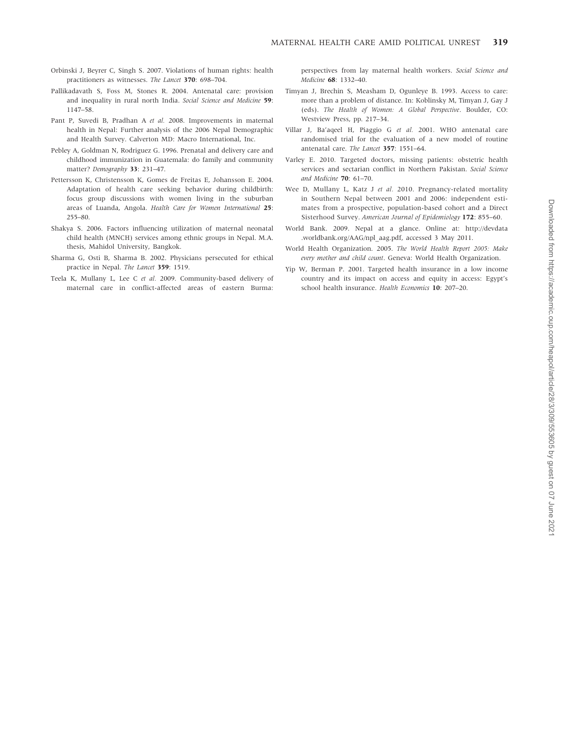Orbinski J, Beyrer C, Singh S. 2007. Violations of human rights: health practitioners as witnesses. *The Lancet* **370**: 698–704.

Pallikadavath S, Foss M, Stones R. 2004. Antenatal care: provision and inequality in rural north India. *Social Science and Medicine* **59**: 1147–58.

Pant P, Suvedi B, Pradhan A *et al.* 2008. Improvements in maternal health in Nepal: Further analysis of the 2006 Nepal Demographic and Health Survey. Calverton MD: Macro International, Inc.

Pebley A, Goldman N, Rodriguez G. 1996. Prenatal and delivery care and childhood immunization in Guatemala: do family and community matter? *Demography* **33**: 231–47.

Pettersson K, Christensson K, Gomes de Freitas E, Johansson E. 2004. Adaptation of health care seeking behavior during childbirth: focus group discussions with women living in the suburban areas of Luanda, Angola. *Health Care for Women International* **25**: 255–80.

Shakya S. 2006. Factors influencing utilization of maternal neonatal child health (MNCH) services among ethnic groups in Nepal. M.A. thesis, Mahidol University, Bangkok.

Sharma G, Osti B, Sharma B. 2002. Physicians persecuted for ethical practice in Nepal. *The Lancet* **359**: 1519.

Teela K, Mullany L, Lee C *et al.* 2009. Community-based delivery of maternal care in conflict-affected areas of eastern Burma: perspectives from lay maternal health workers. *Social Science and Medicine* **68**: 1332–40.

Timyan J, Brechin S, Measham D, Ogunleye B. 1993. Access to care: more than a problem of distance. In: Koblinsky M, Timyan J, Gay J (eds). *The Health of Women: A Global Perspective*. Boulder, CO: Westview Press, pp. 217–34.

Villar J, Ba'aqeel H, Piaggio G *et al.* 2001. WHO antenatal care randomised trial for the evaluation of a new model of routine antenatal care. *The Lancet* **357**: 1551–64.

Varley E. 2010. Targeted doctors, missing patients: obstetric health services and sectarian conflict in Northern Pakistan. *Social Science and Medicine* **70**: 61–70.

Wee D, Mullany L, Katz J *et al.* 2010. Pregnancy-related mortality in Southern Nepal between 2001 and 2006: independent estimates from a prospective, population-based cohort and a Direct Sisterhood Survey. *American Journal of Epidemiology* **172**: 855–60.

World Bank. 2009. Nepal at a glance. Online at: http://devdata.worldbank.org/AAG/npl_aag.pdf, accessed 3 May 2011.

World Health Organization. 2005. *The World Health Report 2005: Make every mother and child count*. Geneva: World Health Organization.

Yip W, Berman P. 2001. Targeted health insurance in a low income country and its impact on access and equity in access: Egypt's school health insurance. *Health Economics* **10**: 207–20.